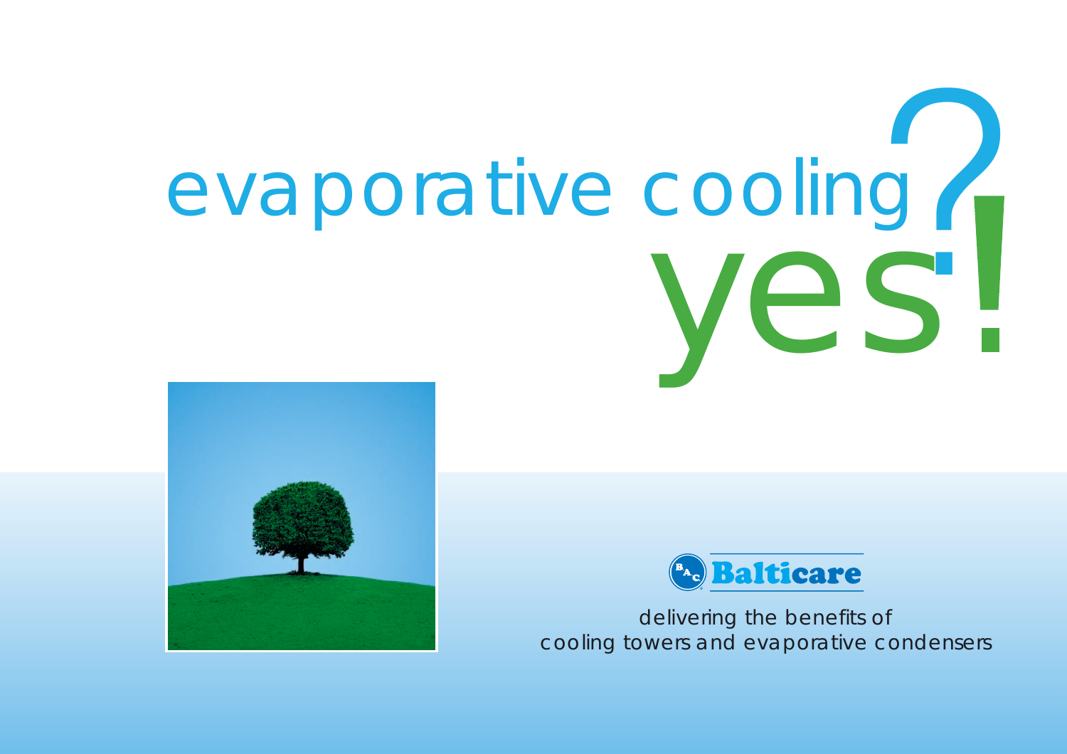# evaporative cooling?

# yes!

Balticare

delivering the benefits of
cooling towers and evaporative condensers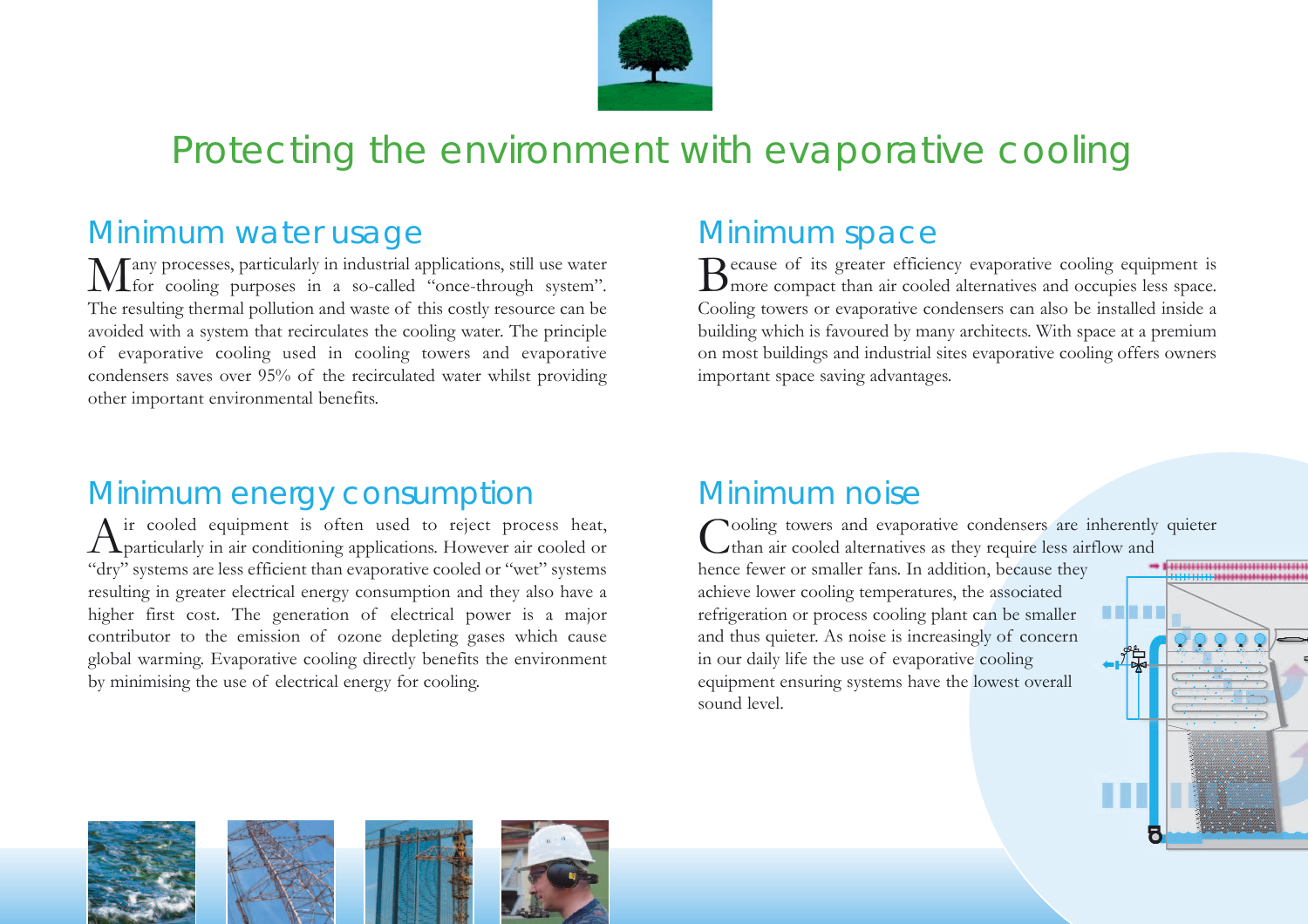# Protecting the environment with evaporative cooling

## Minimum water usage

Many processes, particularly in industrial applications, still use water for cooling purposes in a so-called "once-through system". The resulting thermal pollution and waste of this costly resource can be avoided with a system that recirculates the cooling water. The principle of evaporative cooling used in cooling towers and evaporative condensers saves over 95% of the recirculated water whilst providing other important environmental benefits.

## Minimum space

Because of its greater efficiency evaporative cooling equipment is more compact than air cooled alternatives and occupies less space. Cooling towers or evaporative condensers can also be installed inside a building which is favoured by many architects. With space at a premium on most buildings and industrial sites evaporative cooling offers owners important space saving advantages.

## Minimum energy consumption

Air cooled equipment is often used to reject process heat, particularly in air conditioning applications. However air cooled or "dry" systems are less efficient than evaporative cooled or "wet" systems resulting in greater electrical energy consumption and they also have a higher first cost. The generation of electrical power is a major contributor to the emission of ozone depleting gases which cause global warming. Evaporative cooling directly benefits the environment by minimising the use of electrical energy for cooling.

## Minimum noise

Cooling towers and evaporative condensers are inherently quieter than air cooled alternatives as they require less airflow and hence fewer or smaller fans. In addition, because they achieve lower cooling temperatures, the associated refrigeration or process cooling plant can be smaller and thus quieter. As noise is increasingly of concern in our daily life the use of evaporative cooling equipment ensuring systems have the lowest overall sound level.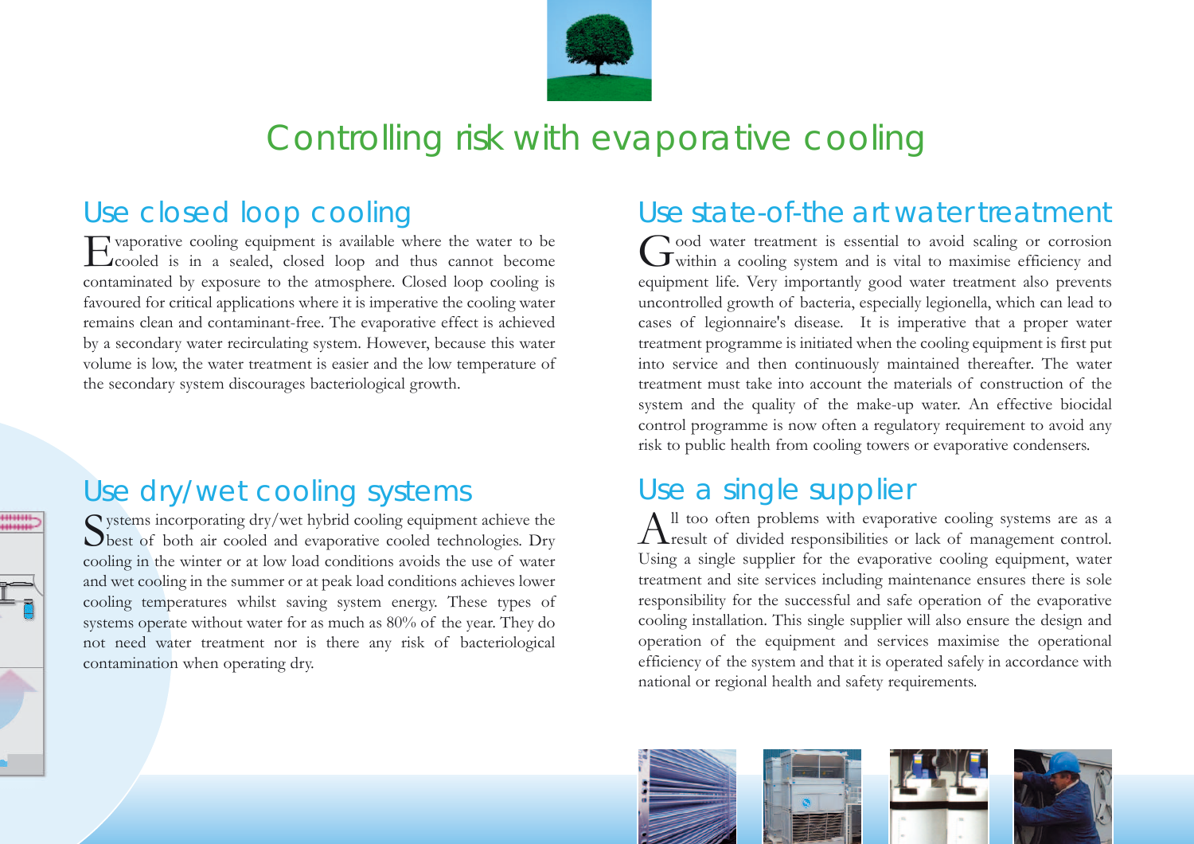# Controlling risk with evaporative cooling

## Use closed loop cooling

Evaporative cooling equipment is available where the water to be cooled is in a sealed, closed loop and thus cannot become contaminated by exposure to the atmosphere. Closed loop cooling is favoured for critical applications where it is imperative the cooling water remains clean and contaminant-free. The evaporative effect is achieved by a secondary water recirculating system. However, because this water volume is low, the water treatment is easier and the low temperature of the secondary system discourages bacteriological growth.

## Use dry/wet cooling systems

Systems incorporating dry/wet hybrid cooling equipment achieve the best of both air cooled and evaporative cooled technologies. Dry cooling in the winter or at low load conditions avoids the use of water and wet cooling in the summer or at peak load conditions achieves lower cooling temperatures whilst saving system energy. These types of systems operate without water for as much as 80% of the year. They do not need water treatment nor is there any risk of bacteriological contamination when operating dry.

## Use state-of-the art water treatment

Good water treatment is essential to avoid scaling or corrosion within a cooling system and is vital to maximise efficiency and equipment life. Very importantly good water treatment also prevents uncontrolled growth of bacteria, especially legionella, which can lead to cases of legionnaire's disease. It is imperative that a proper water treatment programme is initiated when the cooling equipment is first put into service and then continuously maintained thereafter. The water treatment must take into account the materials of construction of the system and the quality of the make-up water. An effective biocidal control programme is now often a regulatory requirement to avoid any risk to public health from cooling towers or evaporative condensers.

## Use a single supplier

All too often problems with evaporative cooling systems are as a result of divided responsibilities or lack of management control. Using a single supplier for the evaporative cooling equipment, water treatment and site services including maintenance ensures there is sole responsibility for the successful and safe operation of the evaporative cooling installation. This single supplier will also ensure the design and operation of the equipment and services maximise the operational efficiency of the system and that it is operated safely in accordance with national or regional health and safety requirements.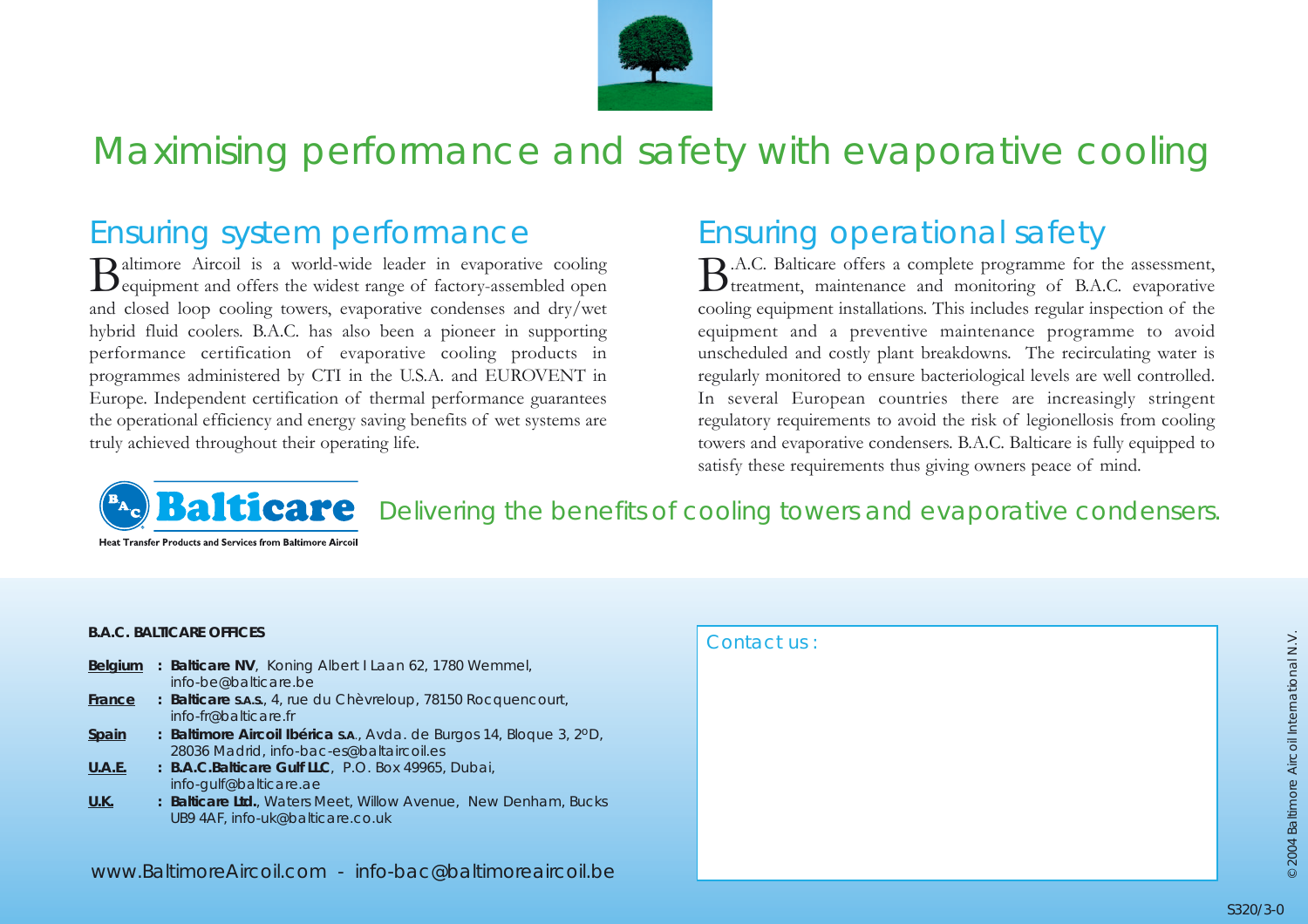# Maximising performance and safety with evaporative cooling

## Ensuring system performance

Baltimore Aircoil is a world-wide leader in evaporative cooling equipment and offers the widest range of factory-assembled open and closed loop cooling towers, evaporative condenses and dry/wet hybrid fluid coolers. B.A.C. has also been a pioneer in supporting performance certification of evaporative cooling products in programmes administered by CTI in the U.S.A. and EUROVENT in Europe. Independent certification of thermal performance guarantees the operational efficiency and energy saving benefits of wet systems are truly achieved throughout their operating life.

## Ensuring operational safety

B.A.C. Balticare offers a complete programme for the assessment, treatment, maintenance and monitoring of B.A.C. evaporative cooling equipment installations. This includes regular inspection of the equipment and a preventive maintenance programme to avoid unscheduled and costly plant breakdowns. The recirculating water is regularly monitored to ensure bacteriological levels are well controlled. In several European countries there are increasingly stringent regulatory requirements to avoid the risk of legionellosis from cooling towers and evaporative condensers. B.A.C. Balticare is fully equipped to satisfy these requirements thus giving owners peace of mind.

**Balticare** — Heat Transfer Products and Services from Baltimore Aircoil

Delivering the benefits of cooling towers and evaporative condensers.

**B.A.C. BALTICARE OFFICES**

- **Belgium** : **Balticare NV**, Koning Albert I Laan 62, 1780 Wemmel, info-be@balticare.be
- **France** : **Balticare S.A.S.**, 4, rue du Chèvreloup, 78150 Rocquencourt, info-fr@balticare.fr
- **Spain** : **Baltimore Aircoil Ibérica S.A.**, Avda. de Burgos 14, Bloque 3, 2ºD, 28036 Madrid, info-bac-es@baltaircoil.es
- **U.A.E.** : **B.A.C.Balticare Gulf LLC**, P.O. Box 49965, Dubai, info-gulf@balticare.ae
- **U.K.** : **Balticare Ltd.**, Waters Meet, Willow Avenue, New Denham, Bucks UB9 4AF, info-uk@balticare.co.uk

www.BaltimoreAircoil.com - info-bac@baltimoreaircoil.be

Contact us :

© 2004 Baltimore Aircoil International N.V.

S320/3-0